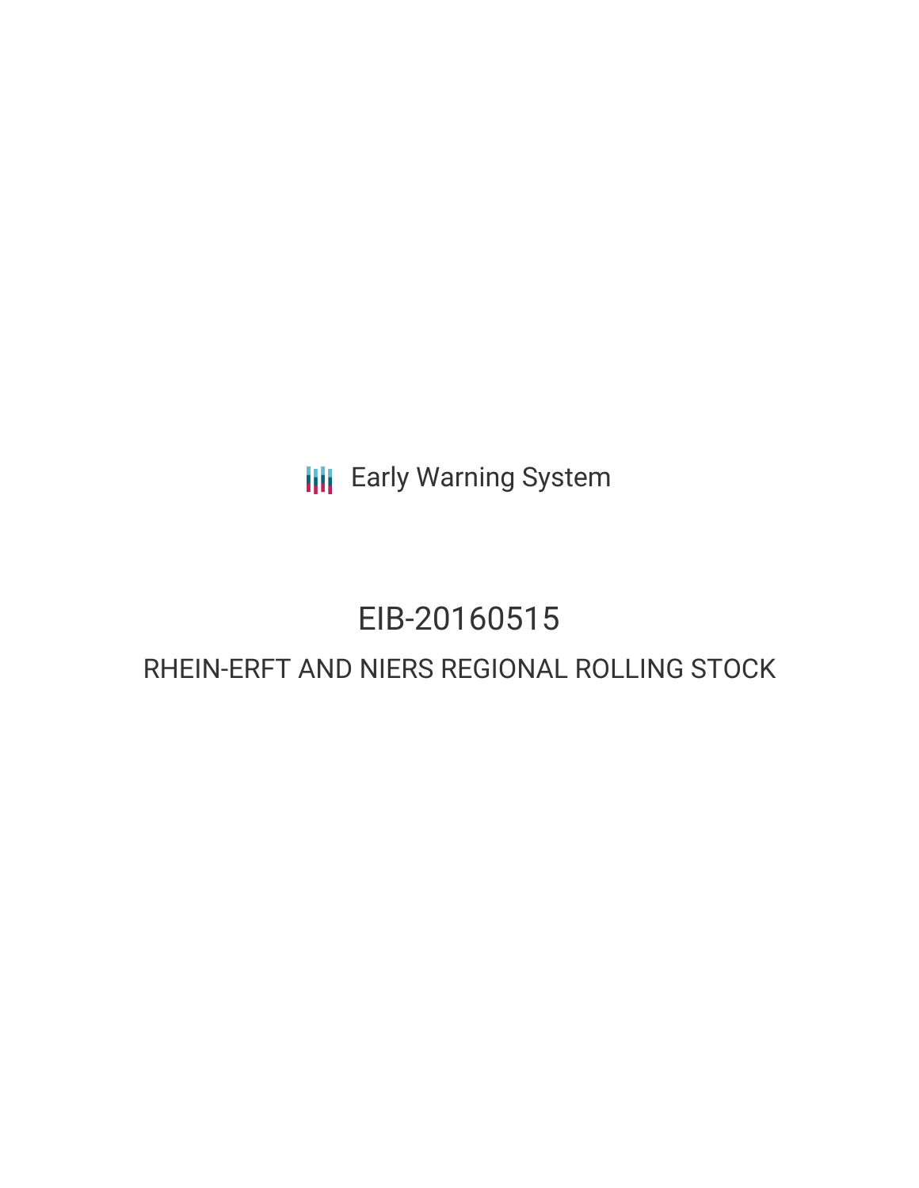Early Warning System

# EIB-20160515

## RHEIN-ERFT AND NIERS REGIONAL ROLLING STOCK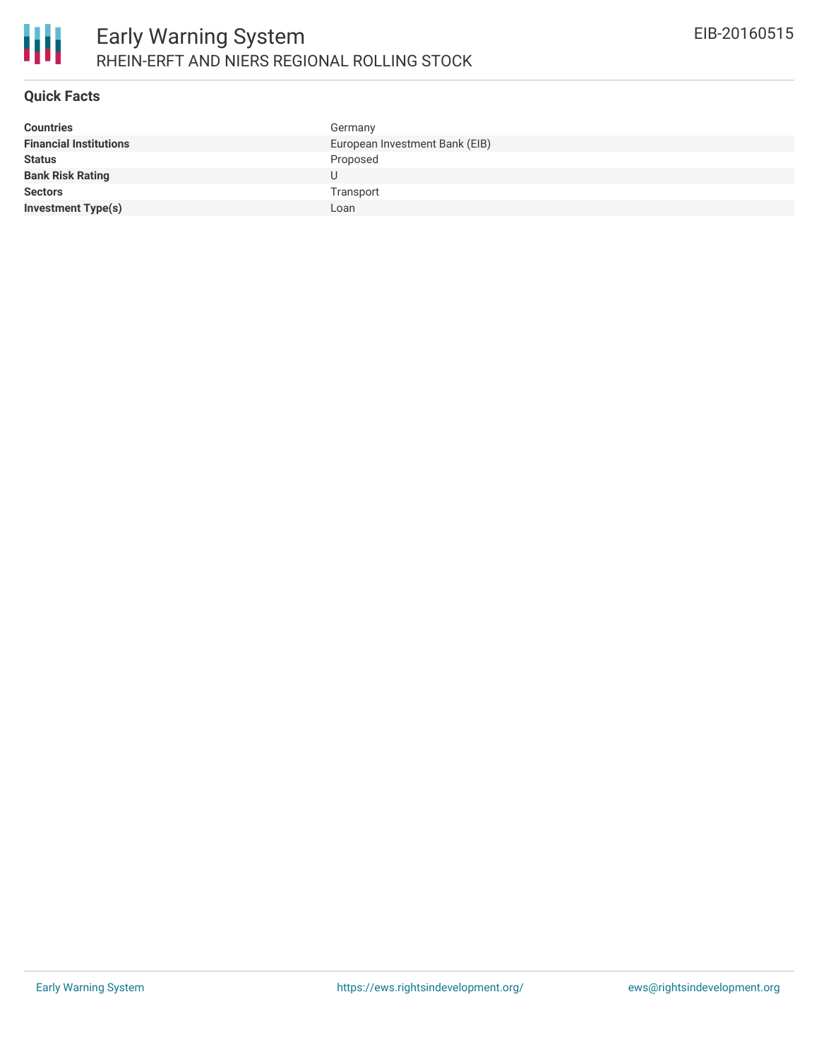# Early Warning System

RHEIN-ERFT AND NIERS REGIONAL ROLLING STOCK

EIB-20160515

## Quick Facts

| | |
|---|---|
| **Countries** | Germany |
| **Financial Institutions** | European Investment Bank (EIB) |
| **Status** | Proposed |
| **Bank Risk Rating** | U |
| **Sectors** | Transport |
| **Investment Type(s)** | Loan |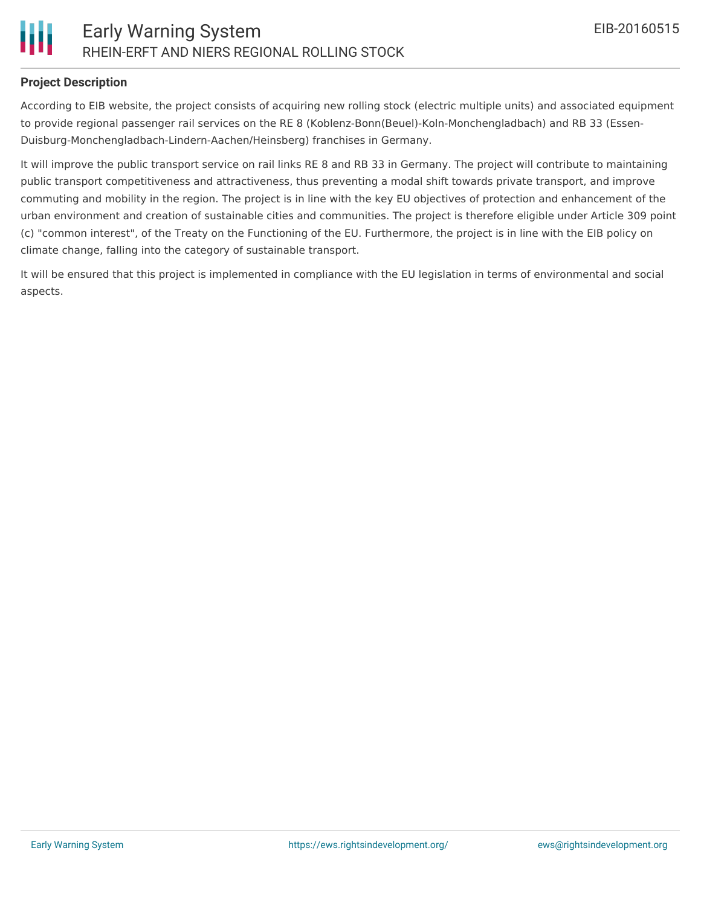**Project Description**

According to EIB website, the project consists of acquiring new rolling stock (electric multiple units) and associated equipment to provide regional passenger rail services on the RE 8 (Koblenz-Bonn(Beuel)-Koln-Monchengladbach) and RB 33 (Essen-Duisburg-Monchengladbach-Lindern-Aachen/Heinsberg) franchises in Germany.

It will improve the public transport service on rail links RE 8 and RB 33 in Germany. The project will contribute to maintaining public transport competitiveness and attractiveness, thus preventing a modal shift towards private transport, and improve commuting and mobility in the region. The project is in line with the key EU objectives of protection and enhancement of the urban environment and creation of sustainable cities and communities. The project is therefore eligible under Article 309 point (c) "common interest", of the Treaty on the Functioning of the EU. Furthermore, the project is in line with the EIB policy on climate change, falling into the category of sustainable transport.

It will be ensured that this project is implemented in compliance with the EU legislation in terms of environmental and social aspects.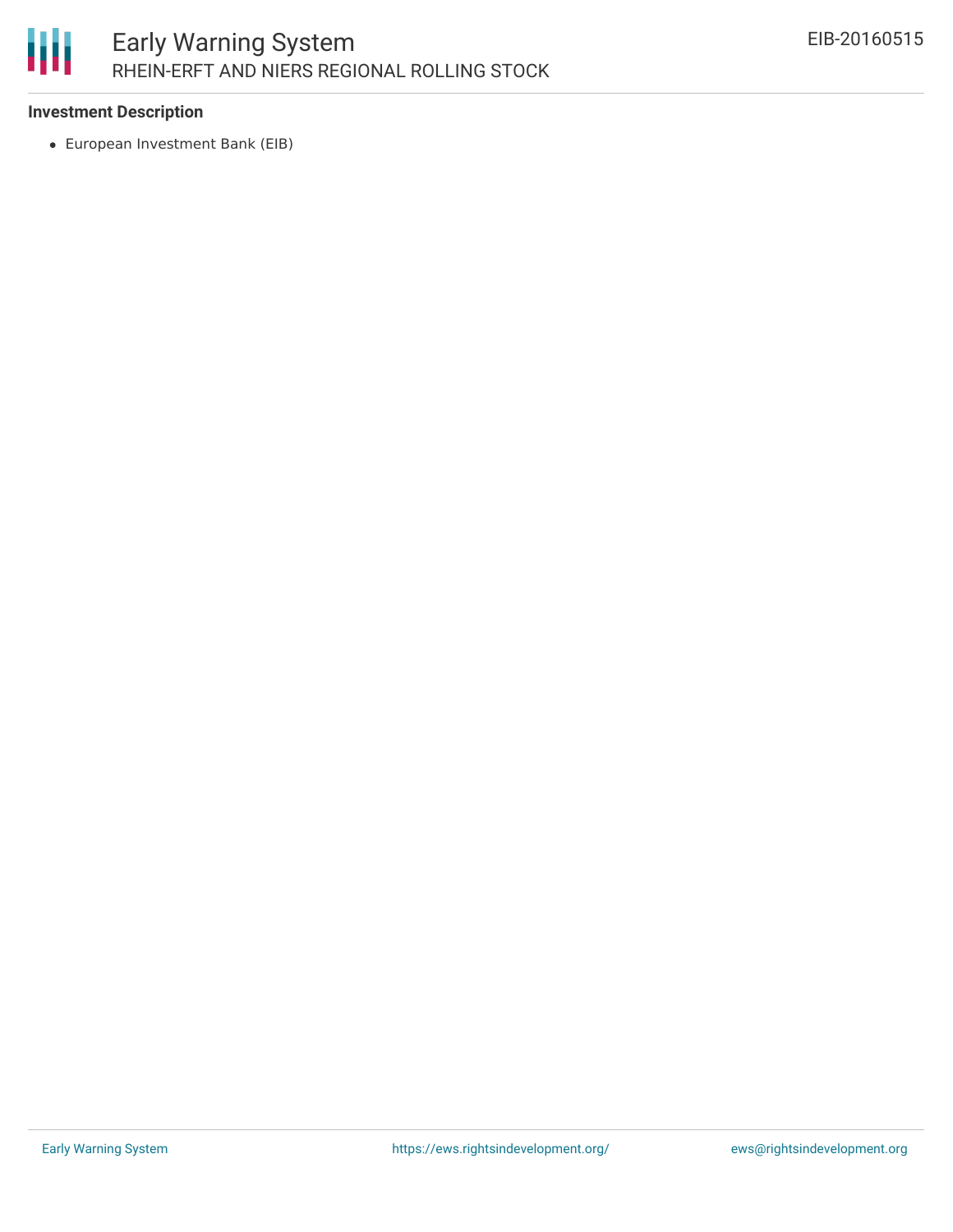**Investment Description**

- European Investment Bank (EIB)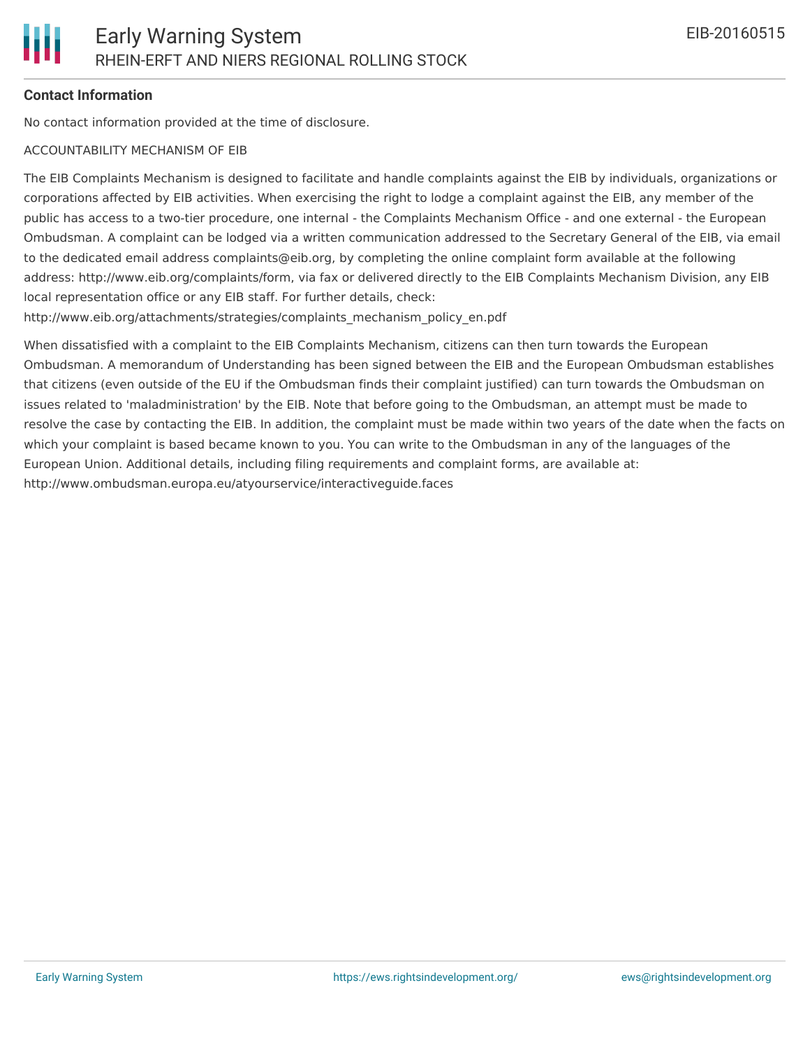**Contact Information**

No contact information provided at the time of disclosure.

ACCOUNTABILITY MECHANISM OF EIB

The EIB Complaints Mechanism is designed to facilitate and handle complaints against the EIB by individuals, organizations or corporations affected by EIB activities. When exercising the right to lodge a complaint against the EIB, any member of the public has access to a two-tier procedure, one internal - the Complaints Mechanism Office - and one external - the European Ombudsman. A complaint can be lodged via a written communication addressed to the Secretary General of the EIB, via email to the dedicated email address complaints@eib.org, by completing the online complaint form available at the following address: http://www.eib.org/complaints/form, via fax or delivered directly to the EIB Complaints Mechanism Division, any EIB local representation office or any EIB staff. For further details, check: http://www.eib.org/attachments/strategies/complaints_mechanism_policy_en.pdf

When dissatisfied with a complaint to the EIB Complaints Mechanism, citizens can then turn towards the European Ombudsman. A memorandum of Understanding has been signed between the EIB and the European Ombudsman establishes that citizens (even outside of the EU if the Ombudsman finds their complaint justified) can turn towards the Ombudsman on issues related to 'maladministration' by the EIB. Note that before going to the Ombudsman, an attempt must be made to resolve the case by contacting the EIB. In addition, the complaint must be made within two years of the date when the facts on which your complaint is based became known to you. You can write to the Ombudsman in any of the languages of the European Union. Additional details, including filing requirements and complaint forms, are available at: http://www.ombudsman.europa.eu/atyourservice/interactiveguide.faces